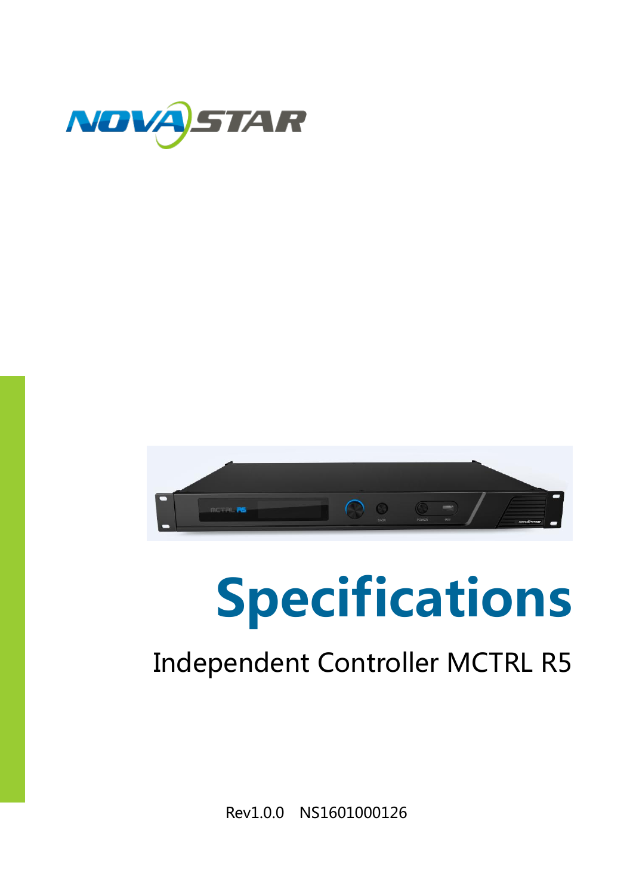# Specifications

## Independent Controller MCTRL R5

Rev1.0.0 NS1601000126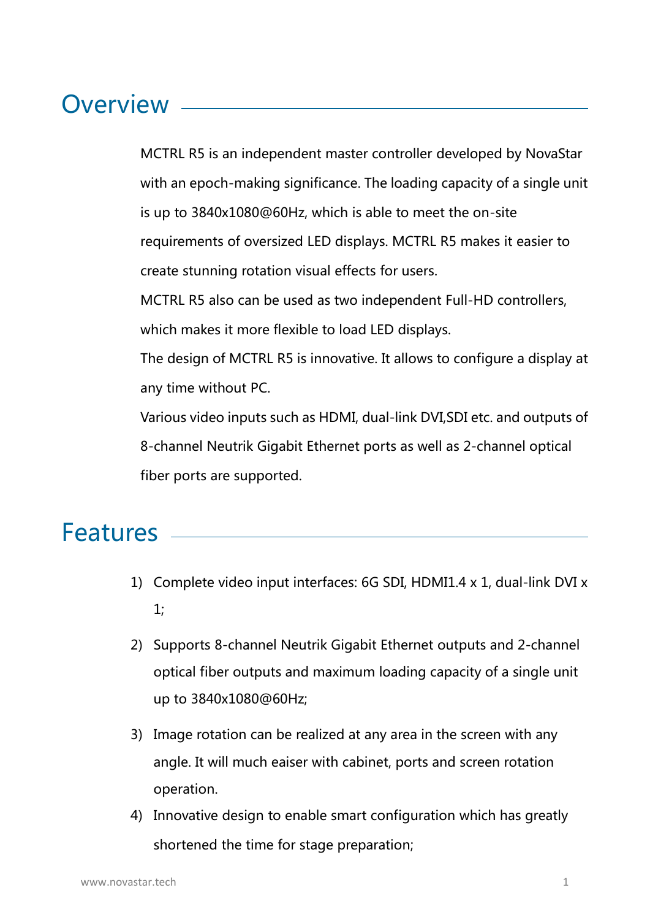## Overview

MCTRL R5 is an independent master controller developed by NovaStar with an epoch-making significance. The loading capacity of a single unit is up to 3840x1080@60Hz, which is able to meet the on-site requirements of oversized LED displays. MCTRL R5 makes it easier to create stunning rotation visual effects for users.

MCTRL R5 also can be used as two independent Full-HD controllers, which makes it more flexible to load LED displays.

The design of MCTRL R5 is innovative. It allows to configure a display at any time without PC.

Various video inputs such as HDMI, dual-link DVI,SDI etc. and outputs of 8-channel Neutrik Gigabit Ethernet ports as well as 2-channel optical fiber ports are supported.

## Features

1) Complete video input interfaces: 6G SDI, HDMI1.4 x 1, dual-link DVI x 1;
2) Supports 8-channel Neutrik Gigabit Ethernet outputs and 2-channel optical fiber outputs and maximum loading capacity of a single unit up to 3840x1080@60Hz;
3) Image rotation can be realized at any area in the screen with any angle. It will much eaiser with cabinet, ports and screen rotation operation.
4) Innovative design to enable smart configuration which has greatly shortened the time for stage preparation;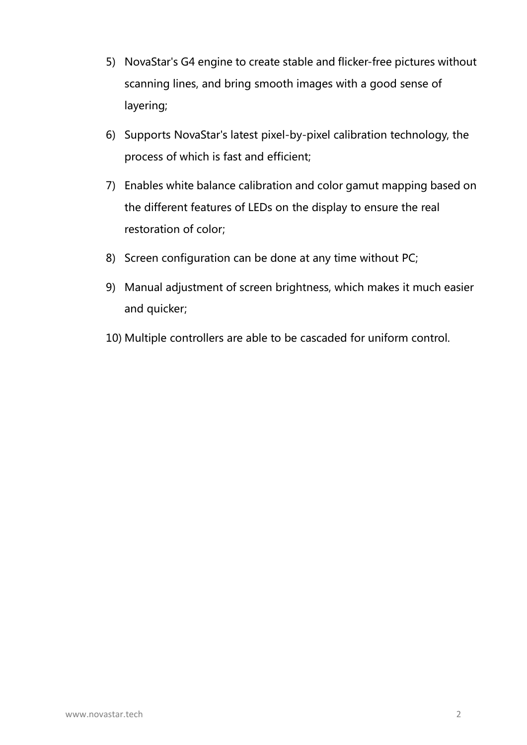5) NovaStar's G4 engine to create stable and flicker-free pictures without scanning lines, and bring smooth images with a good sense of layering;
6) Supports NovaStar's latest pixel-by-pixel calibration technology, the process of which is fast and efficient;
7) Enables white balance calibration and color gamut mapping based on the different features of LEDs on the display to ensure the real restoration of color;
8) Screen configuration can be done at any time without PC;
9) Manual adjustment of screen brightness, which makes it much easier and quicker;
10) Multiple controllers are able to be cascaded for uniform control.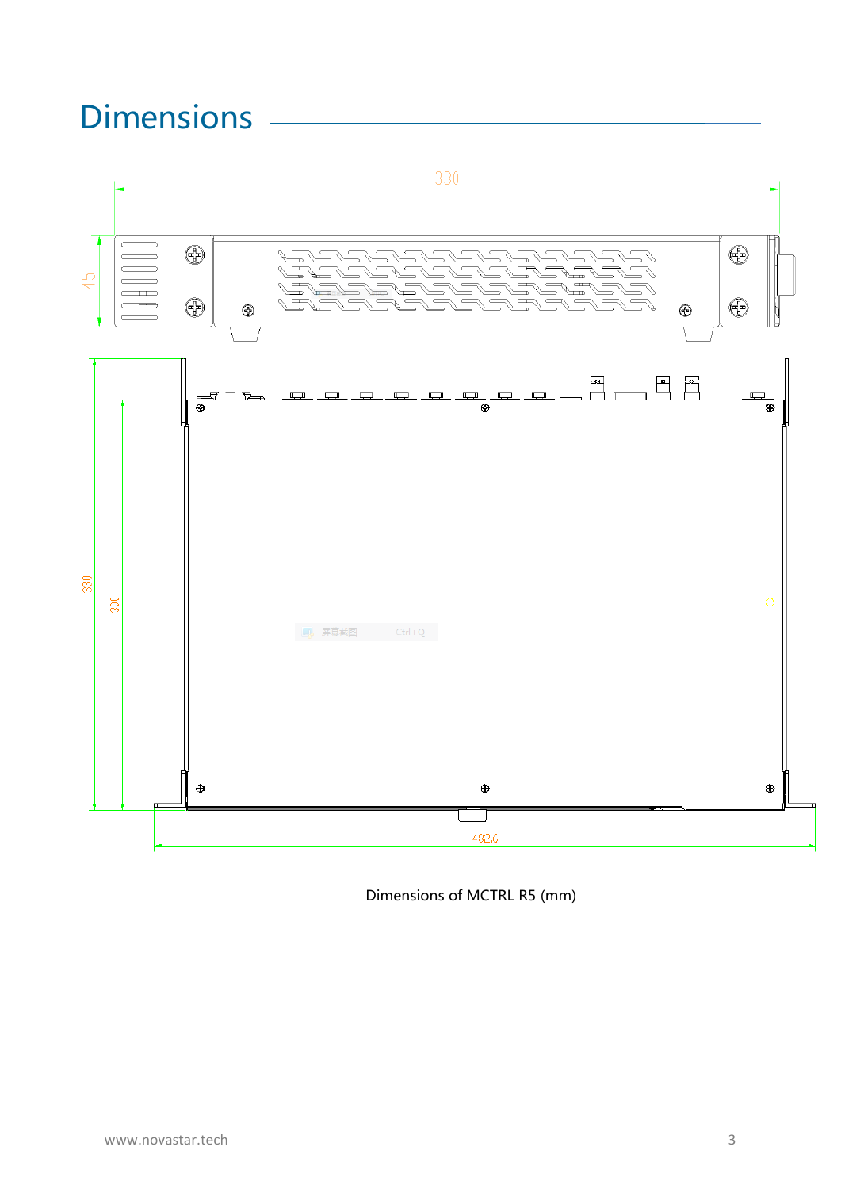# Dimensions

Dimensions of MCTRL R5 (mm)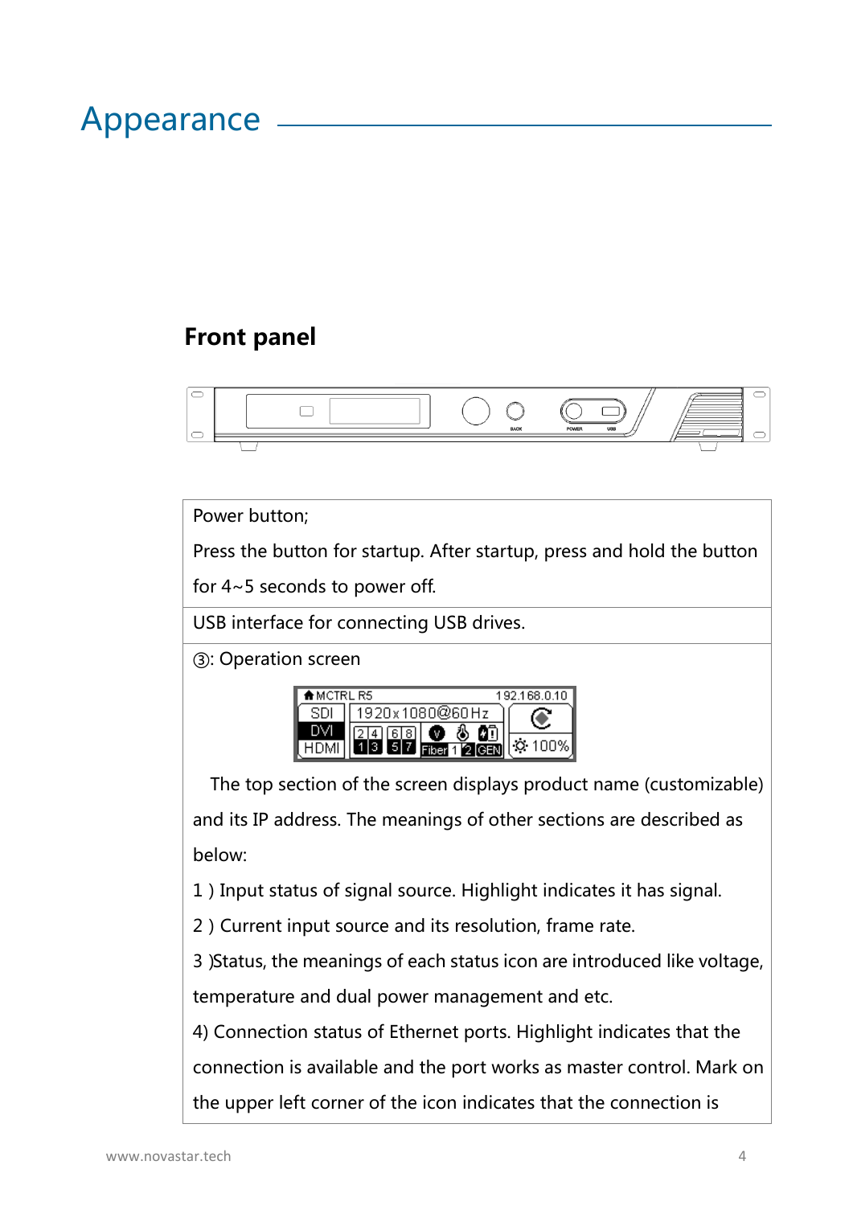# Appearance

## Front panel

| Power button; Press the button for startup. After startup, press and hold the button for 4~5 seconds to power off. |
|---|
| USB interface for connecting USB drives. |
| ③: Operation screen<br>The top section of the screen displays product name (customizable) and its IP address. The meanings of other sections are described as below:<br>1 ) Input status of signal source. Highlight indicates it has signal.<br>2 ) Current input source and its resolution, frame rate.<br>3 )Status, the meanings of each status icon are introduced like voltage, temperature and dual power management and etc.<br>4) Connection status of Ethernet ports. Highlight indicates that the connection is available and the port works as master control. Mark on the upper left corner of the icon indicates that the connection is |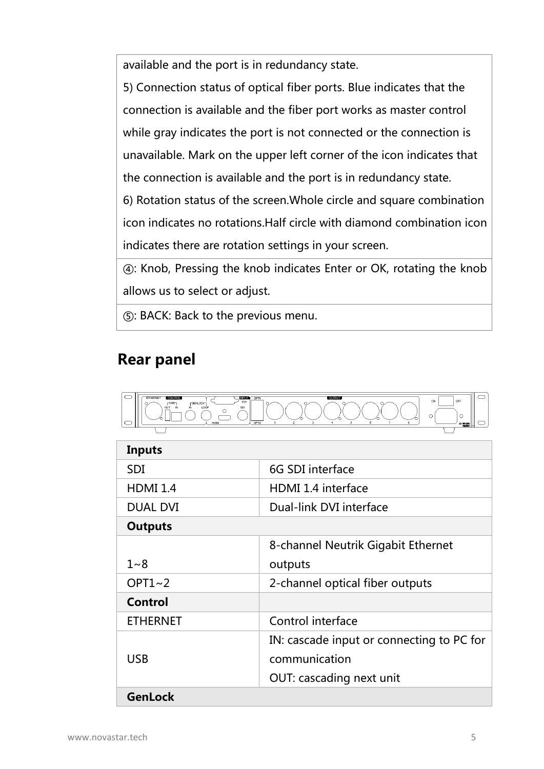| available and the port is in redundancy state.<br>5) Connection status of optical fiber ports. Blue indicates that the connection is available and the fiber port works as master control while gray indicates the port is not connected or the connection is unavailable. Mark on the upper left corner of the icon indicates that the connection is available and the port is in redundancy state.<br>6) Rotation status of the screen.Whole circle and square combination icon indicates no rotations.Half circle with diamond combination icon indicates there are rotation settings in your screen. |
|---|
| ④: Knob, Pressing the knob indicates Enter or OK, rotating the knob allows us to select or adjust. |
| ⑤: BACK: Back to the previous menu. |

## Rear panel

| **Inputs** | |
|---|---|
| SDI | 6G SDI interface |
| HDMI 1.4 | HDMI 1.4 interface |
| DUAL DVI | Dual-link DVI interface |
| **Outputs** | |
| 1~8 | 8-channel Neutrik Gigabit Ethernet outputs |
| OPT1~2 | 2-channel optical fiber outputs |
| **Control** | |
| ETHERNET | Control interface |
| USB | IN: cascade input or connecting to PC for communication<br>OUT: cascading next unit |
| **GenLock** | |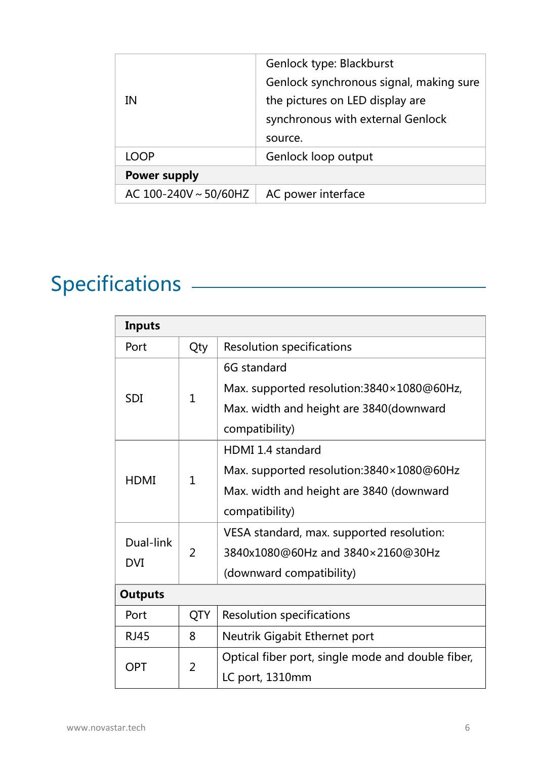| IN | Genlock type: Blackburst<br>Genlock synchronous signal, making sure the pictures on LED display are synchronous with external Genlock source. |
|---|---|
| LOOP | Genlock loop output |
| **Power supply** | |
| AC 100-240V ~ 50/60HZ | AC power interface |

## Specifications

| **Inputs** | | |
|---|---|---|
| Port | Qty | Resolution specifications |
| SDI | 1 | 6G standard<br>Max. supported resolution:3840×1080@60Hz,<br>Max. width and height are 3840(downward compatibility) |
| HDMI | 1 | HDMI 1.4 standard<br>Max. supported resolution:3840×1080@60Hz<br>Max. width and height are 3840 (downward compatibility) |
| Dual-link DVI | 2 | VESA standard, max. supported resolution: 3840x1080@60Hz and 3840×2160@30Hz (downward compatibility) |
| **Outputs** | | |
| Port | QTY | Resolution specifications |
| RJ45 | 8 | Neutrik Gigabit Ethernet port |
| OPT | 2 | Optical fiber port, single mode and double fiber, LC port, 1310mm |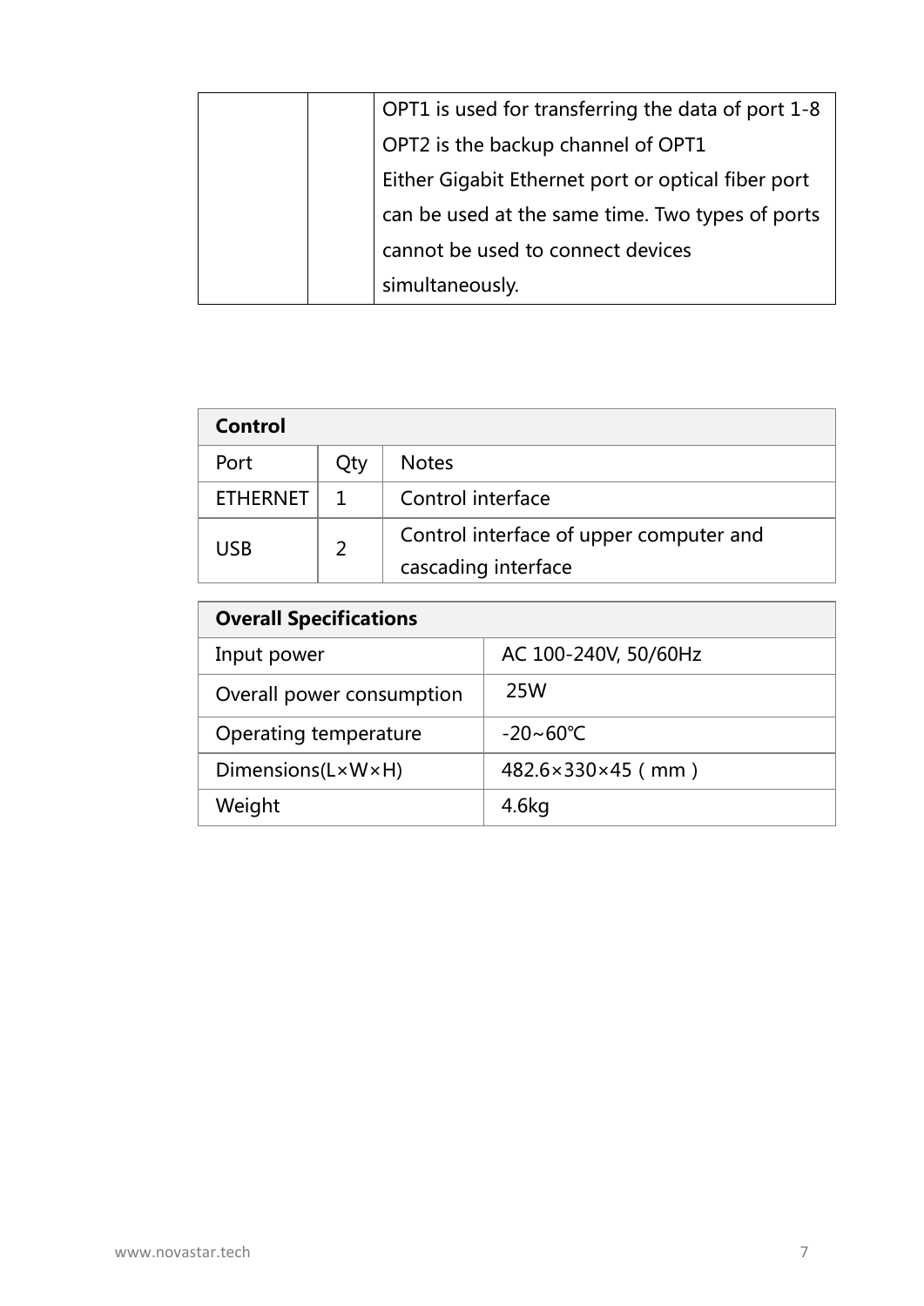| | | |
|---|---|---|
| | | OPT1 is used for transferring the data of port 1-8<br>OPT2 is the backup channel of OPT1<br>Either Gigabit Ethernet port or optical fiber port can be used at the same time. Two types of ports cannot be used to connect devices simultaneously. |

| **Control** | | |
|---|---|---|
| Port | Qty | Notes |
| ETHERNET | 1 | Control interface |
| USB | 2 | Control interface of upper computer and cascading interface |

| **Overall Specifications** | |
|---|---|
| Input power | AC 100-240V, 50/60Hz |
| Overall power consumption | 25W |
| Operating temperature | -20~60℃ |
| Dimensions(L×W×H) | 482.6×330×45（mm） |
| Weight | 4.6kg |